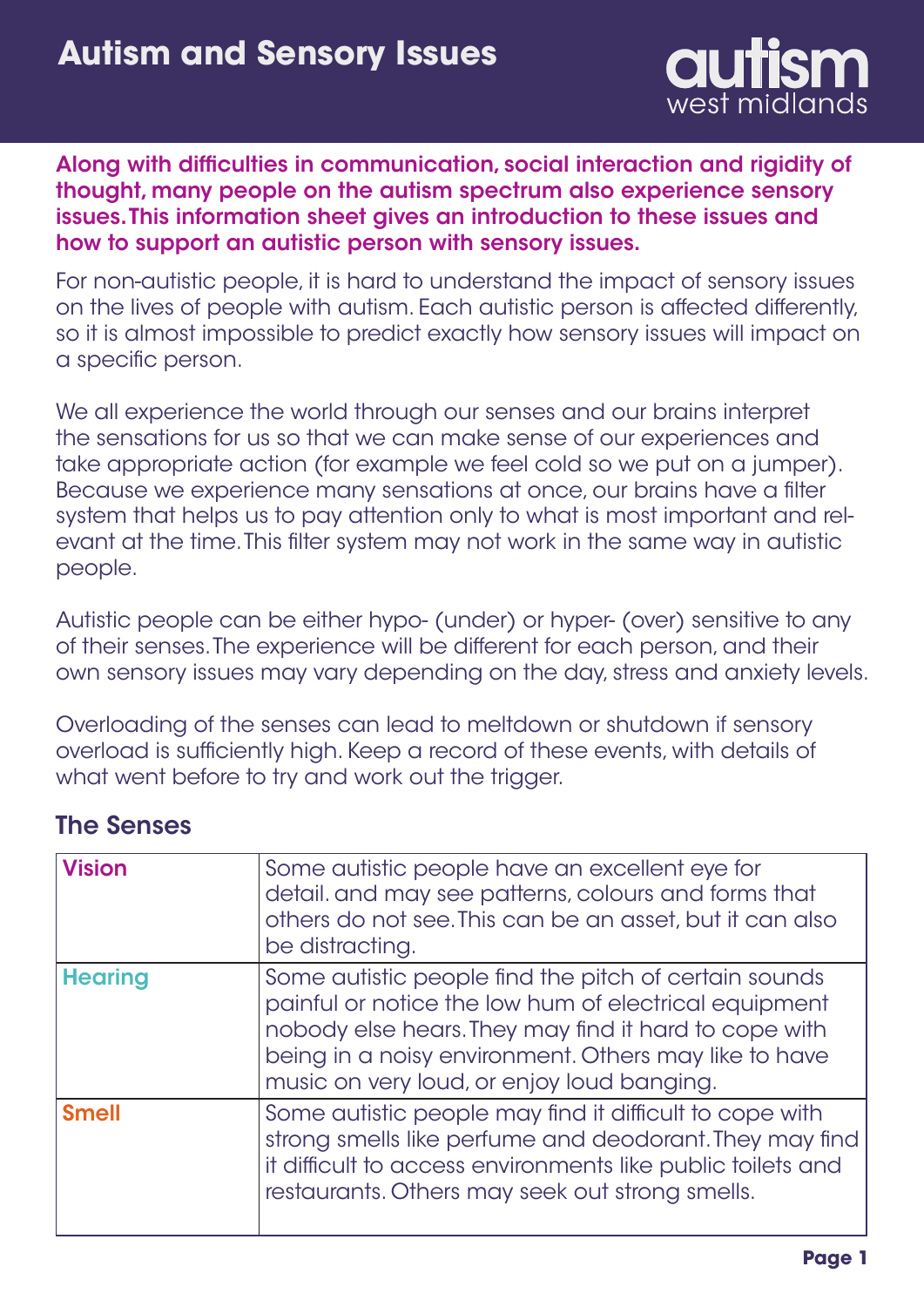# Autism and Sensory Issues

autism west midlands

**Along with difficulties in communication, social interaction and rigidity of thought, many people on the autism spectrum also experience sensory issues. This information sheet gives an introduction to these issues and how to support an autistic person with sensory issues.**

For non-autistic people, it is hard to understand the impact of sensory issues on the lives of people with autism. Each autistic person is affected differently, so it is almost impossible to predict exactly how sensory issues will impact on a specific person.

We all experience the world through our senses and our brains interpret the sensations for us so that we can make sense of our experiences and take appropriate action (for example we feel cold so we put on a jumper). Because we experience many sensations at once, our brains have a filter system that helps us to pay attention only to what is most important and relevant at the time. This filter system may not work in the same way in autistic people.

Autistic people can be either hypo- (under) or hyper- (over) sensitive to any of their senses. The experience will be different for each person, and their own sensory issues may vary depending on the day, stress and anxiety levels.

Overloading of the senses can lead to meltdown or shutdown if sensory overload is sufficiently high. Keep a record of these events, with details of what went before to try and work out the trigger.

## The Senses

| | |
|---|---|
| **Vision** | Some autistic people have an excellent eye for detail. and may see patterns, colours and forms that others do not see. This can be an asset, but it can also be distracting. |
| **Hearing** | Some autistic people find the pitch of certain sounds painful or notice the low hum of electrical equipment nobody else hears. They may find it hard to cope with being in a noisy environment. Others may like to have music on very loud, or enjoy loud banging. |
| **Smell** | Some autistic people may find it difficult to cope with strong smells like perfume and deodorant. They may find it difficult to access environments like public toilets and restaurants. Others may seek out strong smells. |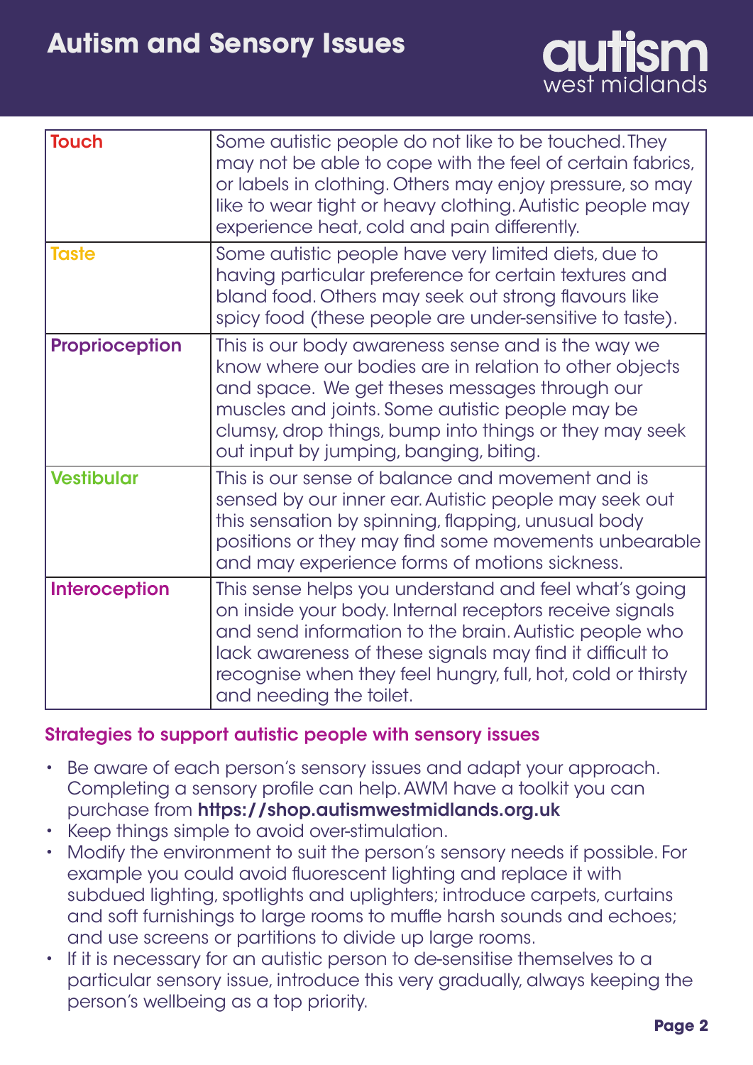| Touch | Some autistic people do not like to be touched. They may not be able to cope with the feel of certain fabrics, or labels in clothing. Others may enjoy pressure, so may like to wear tight or heavy clothing. Autistic people may experience heat, cold and pain differently. |
|---|---|
| Taste | Some autistic people have very limited diets, due to having particular preference for certain textures and bland food. Others may seek out strong flavours like spicy food (these people are under-sensitive to taste). |
| Proprioception | This is our body awareness sense and is the way we know where our bodies are in relation to other objects and space. We get theses messages through our muscles and joints. Some autistic people may be clumsy, drop things, bump into things or they may seek out input by jumping, banging, biting. |
| Vestibular | This is our sense of balance and movement and is sensed by our inner ear. Autistic people may seek out this sensation by spinning, flapping, unusual body positions or they may find some movements unbearable and may experience forms of motions sickness. |
| Interoception | This sense helps you understand and feel what's going on inside your body. Internal receptors receive signals and send information to the brain. Autistic people who lack awareness of these signals may find it difficult to recognise when they feel hungry, full, hot, cold or thirsty and needing the toilet. |

### Strategies to support autistic people with sensory issues

- Be aware of each person's sensory issues and adapt your approach. Completing a sensory profile can help. AWM have a toolkit you can purchase from **https://shop.autismwestmidlands.org.uk**
- Keep things simple to avoid over-stimulation.
- Modify the environment to suit the person's sensory needs if possible. For example you could avoid fluorescent lighting and replace it with subdued lighting, spotlights and uplighters; introduce carpets, curtains and soft furnishings to large rooms to muffle harsh sounds and echoes; and use screens or partitions to divide up large rooms.
- If it is necessary for an autistic person to de-sensitise themselves to a particular sensory issue, introduce this very gradually, always keeping the person's wellbeing as a top priority.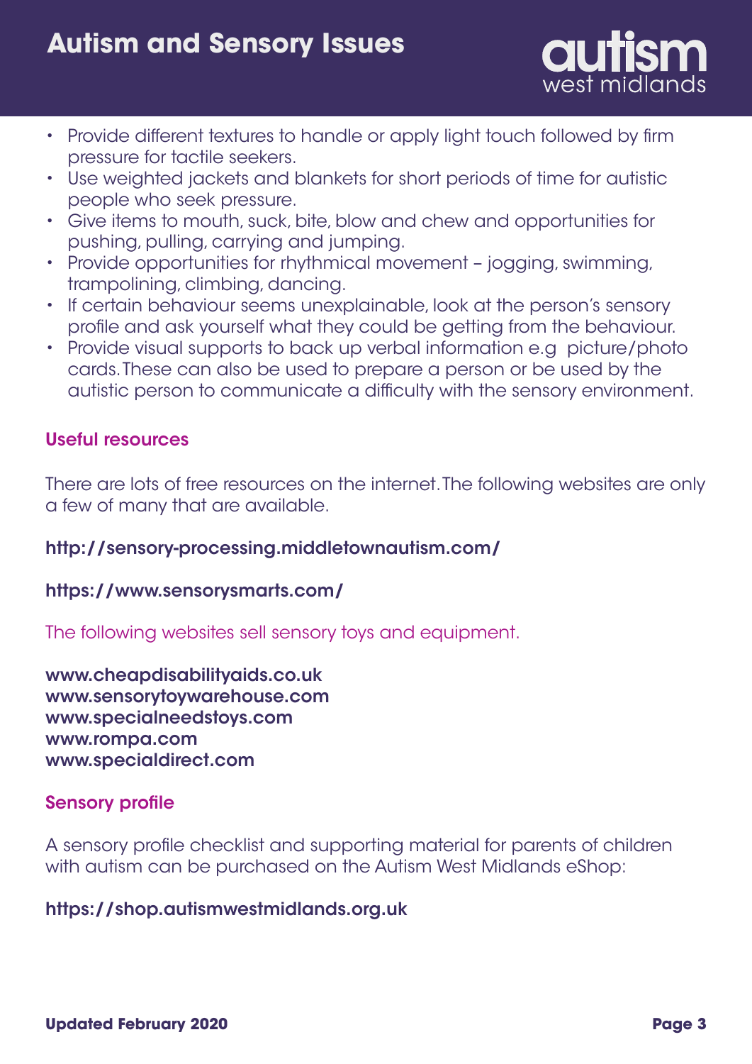- Provide different textures to handle or apply light touch followed by firm pressure for tactile seekers.
- Use weighted jackets and blankets for short periods of time for autistic people who seek pressure.
- Give items to mouth, suck, bite, blow and chew and opportunities for pushing, pulling, carrying and jumping.
- Provide opportunities for rhythmical movement – jogging, swimming, trampolining, climbing, dancing.
- If certain behaviour seems unexplainable, look at the person's sensory profile and ask yourself what they could be getting from the behaviour.
- Provide visual supports to back up verbal information e.g picture/photo cards. These can also be used to prepare a person or be used by the autistic person to communicate a difficulty with the sensory environment.

## Useful resources

There are lots of free resources on the internet. The following websites are only a few of many that are available.

**http://sensory-processing.middletownautism.com/**

**https://www.sensorysmarts.com/**

The following websites sell sensory toys and equipment.

**www.cheapdisabilityaids.co.uk**
**www.sensorytoywarehouse.com**
**www.specialneedstoys.com**
**www.rompa.com**
**www.specialdirect.com**

## Sensory profile

A sensory profile checklist and supporting material for parents of children with autism can be purchased on the Autism West Midlands eShop:

**https://shop.autismwestmidlands.org.uk**